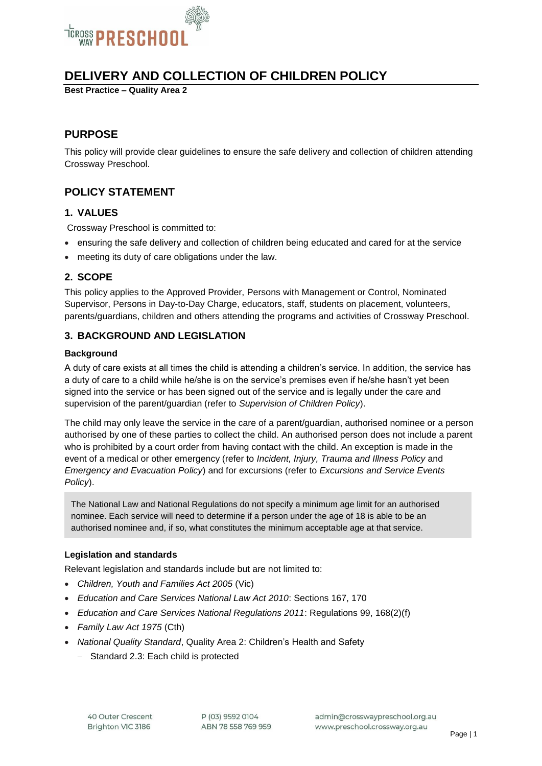# DELIVERY AND COLLECTION OF CHILDREN POLICY

**Best Practice – Quality Area 2**

## PURPOSE

This policy will provide clear guidelines to ensure the safe delivery and collection of children attending Crossway Preschool.

## POLICY STATEMENT

### 1. VALUES

Crossway Preschool is committed to:

- ensuring the safe delivery and collection of children being educated and cared for at the service
- meeting its duty of care obligations under the law.

### 2. SCOPE

This policy applies to the Approved Provider, Persons with Management or Control, Nominated Supervisor, Persons in Day-to-Day Charge, educators, staff, students on placement, volunteers, parents/guardians, children and others attending the programs and activities of Crossway Preschool.

### 3. BACKGROUND AND LEGISLATION

#### Background

A duty of care exists at all times the child is attending a children's service. In addition, the service has a duty of care to a child while he/she is on the service's premises even if he/she hasn't yet been signed into the service or has been signed out of the service and is legally under the care and supervision of the parent/guardian (refer to *Supervision of Children Policy*).

The child may only leave the service in the care of a parent/guardian, authorised nominee or a person authorised by one of these parties to collect the child. An authorised person does not include a parent who is prohibited by a court order from having contact with the child. An exception is made in the event of a medical or other emergency (refer to *Incident, Injury, Trauma and Illness Policy* and *Emergency and Evacuation Policy*) and for excursions (refer to *Excursions and Service Events Policy*).

The National Law and National Regulations do not specify a minimum age limit for an authorised nominee. Each service will need to determine if a person under the age of 18 is able to be an authorised nominee and, if so, what constitutes the minimum acceptable age at that service.

#### Legislation and standards

Relevant legislation and standards include but are not limited to:

- *Children, Youth and Families Act 2005* (Vic)
- *Education and Care Services National Law Act 2010*: Sections 167, 170
- *Education and Care Services National Regulations 2011*: Regulations 99, 168(2)(f)
- *Family Law Act 1975* (Cth)
- *National Quality Standard*, Quality Area 2: Children's Health and Safety
  - Standard 2.3: Each child is protected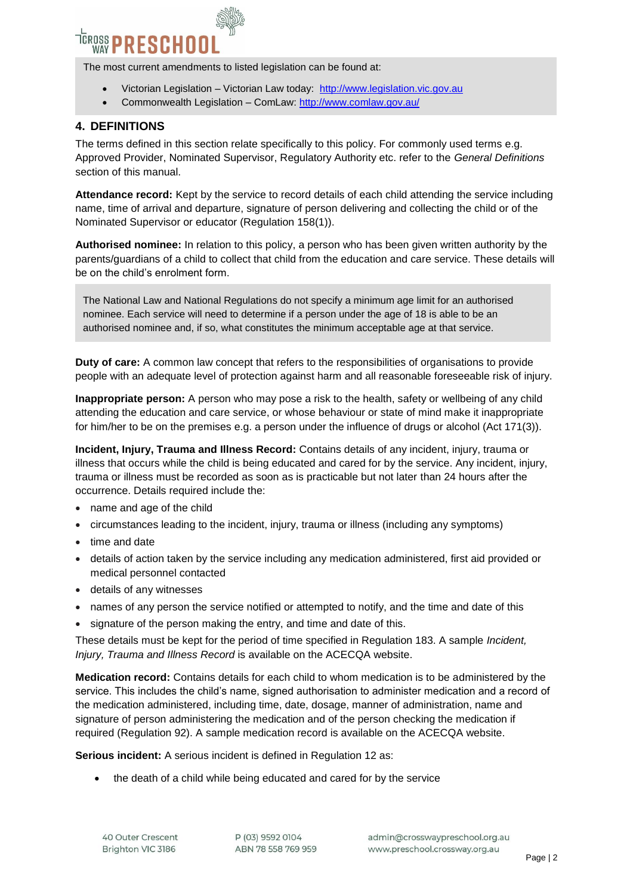The most current amendments to listed legislation can be found at:

- Victorian Legislation – Victorian Law today: http://www.legislation.vic.gov.au
- Commonwealth Legislation – ComLaw: http://www.comlaw.gov.au/

## 4. DEFINITIONS

The terms defined in this section relate specifically to this policy. For commonly used terms e.g. Approved Provider, Nominated Supervisor, Regulatory Authority etc. refer to the *General Definitions* section of this manual.

**Attendance record:** Kept by the service to record details of each child attending the service including name, time of arrival and departure, signature of person delivering and collecting the child or of the Nominated Supervisor or educator (Regulation 158(1)).

**Authorised nominee:** In relation to this policy, a person who has been given written authority by the parents/guardians of a child to collect that child from the education and care service. These details will be on the child's enrolment form.

The National Law and National Regulations do not specify a minimum age limit for an authorised nominee. Each service will need to determine if a person under the age of 18 is able to be an authorised nominee and, if so, what constitutes the minimum acceptable age at that service.

**Duty of care:** A common law concept that refers to the responsibilities of organisations to provide people with an adequate level of protection against harm and all reasonable foreseeable risk of injury.

**Inappropriate person:** A person who may pose a risk to the health, safety or wellbeing of any child attending the education and care service, or whose behaviour or state of mind make it inappropriate for him/her to be on the premises e.g. a person under the influence of drugs or alcohol (Act 171(3)).

**Incident, Injury, Trauma and Illness Record:** Contains details of any incident, injury, trauma or illness that occurs while the child is being educated and cared for by the service. Any incident, injury, trauma or illness must be recorded as soon as is practicable but not later than 24 hours after the occurrence. Details required include the:

- name and age of the child
- circumstances leading to the incident, injury, trauma or illness (including any symptoms)
- time and date
- details of action taken by the service including any medication administered, first aid provided or medical personnel contacted
- details of any witnesses
- names of any person the service notified or attempted to notify, and the time and date of this
- signature of the person making the entry, and time and date of this.

These details must be kept for the period of time specified in Regulation 183. A sample *Incident, Injury, Trauma and Illness Record* is available on the ACECQA website.

**Medication record:** Contains details for each child to whom medication is to be administered by the service. This includes the child's name, signed authorisation to administer medication and a record of the medication administered, including time, date, dosage, manner of administration, name and signature of person administering the medication and of the person checking the medication if required (Regulation 92). A sample medication record is available on the ACECQA website.

**Serious incident:** A serious incident is defined in Regulation 12 as:

- the death of a child while being educated and cared for by the service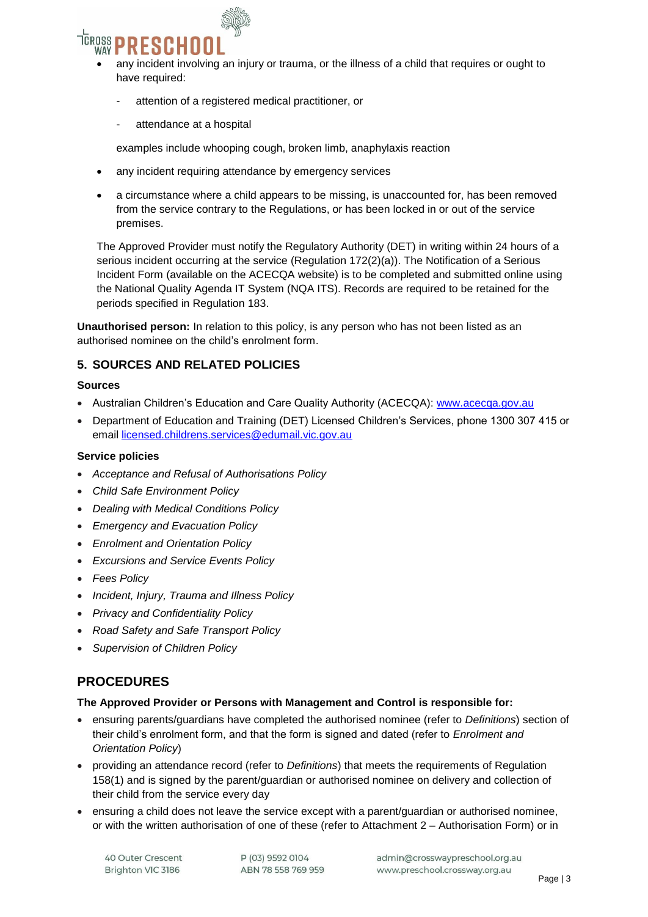- any incident involving an injury or trauma, or the illness of a child that requires or ought to have required:
  - attention of a registered medical practitioner, or
  - attendance at a hospital

  examples include whooping cough, broken limb, anaphylaxis reaction
- any incident requiring attendance by emergency services
- a circumstance where a child appears to be missing, is unaccounted for, has been removed from the service contrary to the Regulations, or has been locked in or out of the service premises.

The Approved Provider must notify the Regulatory Authority (DET) in writing within 24 hours of a serious incident occurring at the service (Regulation 172(2)(a)). The Notification of a Serious Incident Form (available on the ACECQA website) is to be completed and submitted online using the National Quality Agenda IT System (NQA ITS). Records are required to be retained for the periods specified in Regulation 183.

**Unauthorised person:** In relation to this policy, is any person who has not been listed as an authorised nominee on the child's enrolment form.

## 5. SOURCES AND RELATED POLICIES

**Sources**

- Australian Children's Education and Care Quality Authority (ACECQA): [www.acecqa.gov.au](http://www.acecqa.gov.au)
- Department of Education and Training (DET) Licensed Children's Services, phone 1300 307 415 or email [licensed.childrens.services@edumail.vic.gov.au](mailto:licensed.childrens.services@edumail.vic.gov.au)

**Service policies**

- *Acceptance and Refusal of Authorisations Policy*
- *Child Safe Environment Policy*
- *Dealing with Medical Conditions Policy*
- *Emergency and Evacuation Policy*
- *Enrolment and Orientation Policy*
- *Excursions and Service Events Policy*
- *Fees Policy*
- *Incident, Injury, Trauma and Illness Policy*
- *Privacy and Confidentiality Policy*
- *Road Safety and Safe Transport Policy*
- *Supervision of Children Policy*

# PROCEDURES

**The Approved Provider or Persons with Management and Control is responsible for:**

- ensuring parents/guardians have completed the authorised nominee (refer to *Definitions*) section of their child's enrolment form, and that the form is signed and dated (refer to *Enrolment and Orientation Policy*)
- providing an attendance record (refer to *Definitions*) that meets the requirements of Regulation 158(1) and is signed by the parent/guardian or authorised nominee on delivery and collection of their child from the service every day
- ensuring a child does not leave the service except with a parent/guardian or authorised nominee, or with the written authorisation of one of these (refer to Attachment 2 – Authorisation Form) or in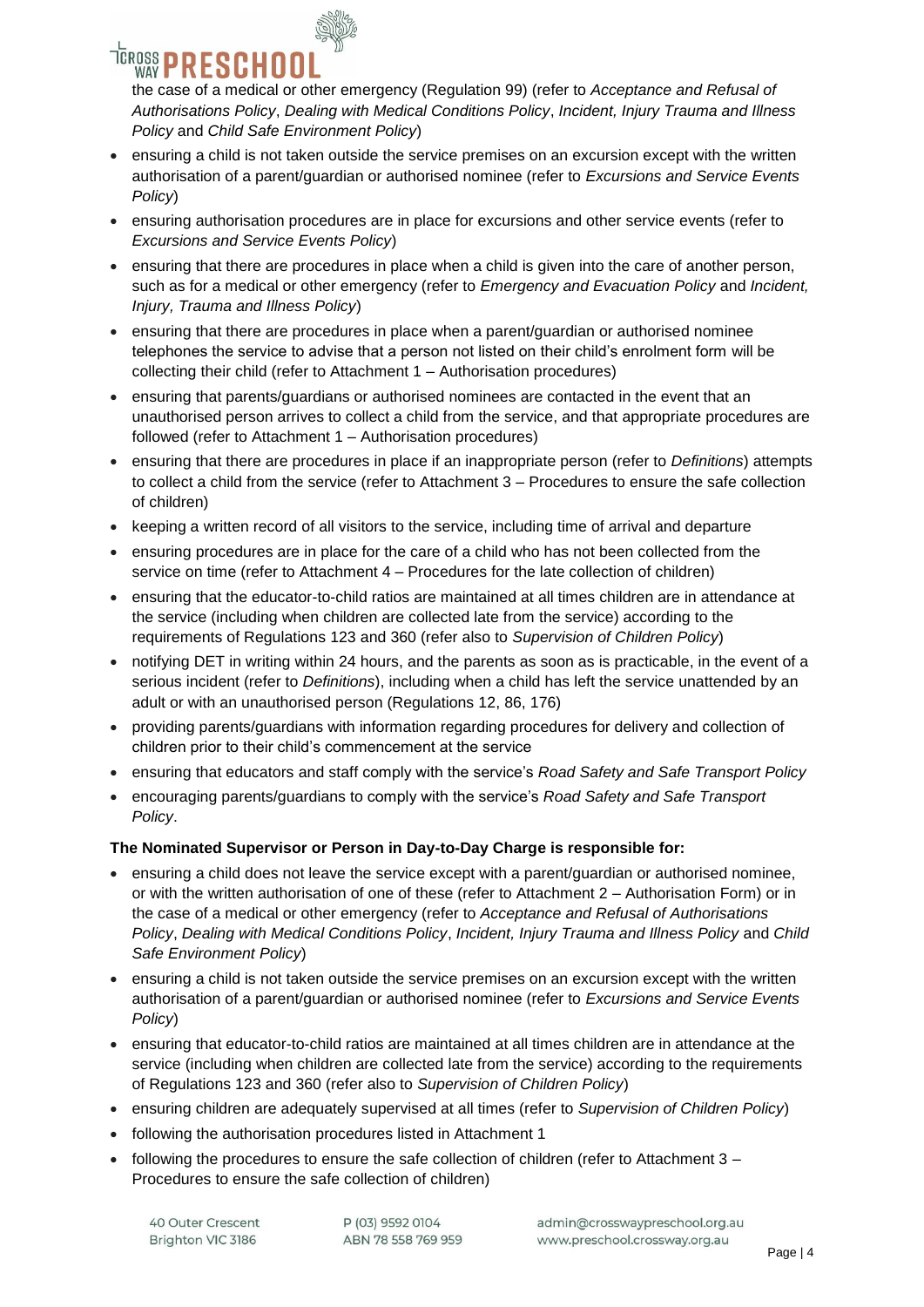the case of a medical or other emergency (Regulation 99) (refer to *Acceptance and Refusal of Authorisations Policy*, *Dealing with Medical Conditions Policy*, *Incident, Injury Trauma and Illness Policy* and *Child Safe Environment Policy*)

- ensuring a child is not taken outside the service premises on an excursion except with the written authorisation of a parent/guardian or authorised nominee (refer to *Excursions and Service Events Policy*)
- ensuring authorisation procedures are in place for excursions and other service events (refer to *Excursions and Service Events Policy*)
- ensuring that there are procedures in place when a child is given into the care of another person, such as for a medical or other emergency (refer to *Emergency and Evacuation Policy* and *Incident, Injury, Trauma and Illness Policy*)
- ensuring that there are procedures in place when a parent/guardian or authorised nominee telephones the service to advise that a person not listed on their child's enrolment form will be collecting their child (refer to Attachment 1 – Authorisation procedures)
- ensuring that parents/guardians or authorised nominees are contacted in the event that an unauthorised person arrives to collect a child from the service, and that appropriate procedures are followed (refer to Attachment 1 – Authorisation procedures)
- ensuring that there are procedures in place if an inappropriate person (refer to *Definitions*) attempts to collect a child from the service (refer to Attachment 3 – Procedures to ensure the safe collection of children)
- keeping a written record of all visitors to the service, including time of arrival and departure
- ensuring procedures are in place for the care of a child who has not been collected from the service on time (refer to Attachment 4 – Procedures for the late collection of children)
- ensuring that the educator-to-child ratios are maintained at all times children are in attendance at the service (including when children are collected late from the service) according to the requirements of Regulations 123 and 360 (refer also to *Supervision of Children Policy*)
- notifying DET in writing within 24 hours, and the parents as soon as is practicable, in the event of a serious incident (refer to *Definitions*), including when a child has left the service unattended by an adult or with an unauthorised person (Regulations 12, 86, 176)
- providing parents/guardians with information regarding procedures for delivery and collection of children prior to their child's commencement at the service
- ensuring that educators and staff comply with the service's *Road Safety and Safe Transport Policy*
- encouraging parents/guardians to comply with the service's *Road Safety and Safe Transport Policy*.

**The Nominated Supervisor or Person in Day-to-Day Charge is responsible for:**

- ensuring a child does not leave the service except with a parent/guardian or authorised nominee, or with the written authorisation of one of these (refer to Attachment 2 – Authorisation Form) or in the case of a medical or other emergency (refer to *Acceptance and Refusal of Authorisations Policy*, *Dealing with Medical Conditions Policy*, *Incident, Injury Trauma and Illness Policy* and *Child Safe Environment Policy*)
- ensuring a child is not taken outside the service premises on an excursion except with the written authorisation of a parent/guardian or authorised nominee (refer to *Excursions and Service Events Policy*)
- ensuring that educator-to-child ratios are maintained at all times children are in attendance at the service (including when children are collected late from the service) according to the requirements of Regulations 123 and 360 (refer also to *Supervision of Children Policy*)
- ensuring children are adequately supervised at all times (refer to *Supervision of Children Policy*)
- following the authorisation procedures listed in Attachment 1
- following the procedures to ensure the safe collection of children (refer to Attachment 3 – Procedures to ensure the safe collection of children)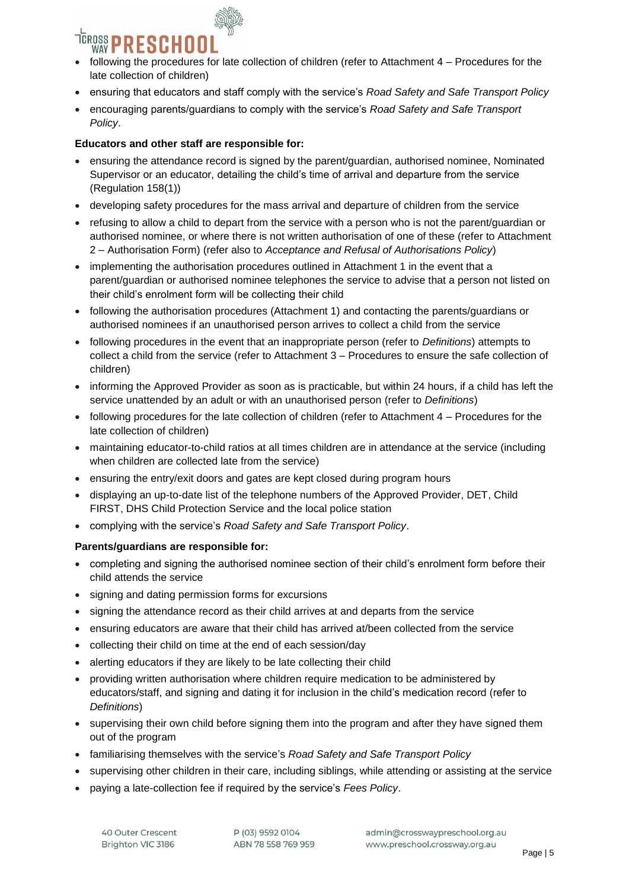- following the procedures for late collection of children (refer to Attachment 4 – Procedures for the late collection of children)
- ensuring that educators and staff comply with the service's *Road Safety and Safe Transport Policy*
- encouraging parents/guardians to comply with the service's *Road Safety and Safe Transport Policy*.

**Educators and other staff are responsible for:**

- ensuring the attendance record is signed by the parent/guardian, authorised nominee, Nominated Supervisor or an educator, detailing the child's time of arrival and departure from the service (Regulation 158(1))
- developing safety procedures for the mass arrival and departure of children from the service
- refusing to allow a child to depart from the service with a person who is not the parent/guardian or authorised nominee, or where there is not written authorisation of one of these (refer to Attachment 2 – Authorisation Form) (refer also to *Acceptance and Refusal of Authorisations Policy*)
- implementing the authorisation procedures outlined in Attachment 1 in the event that a parent/guardian or authorised nominee telephones the service to advise that a person not listed on their child's enrolment form will be collecting their child
- following the authorisation procedures (Attachment 1) and contacting the parents/guardians or authorised nominees if an unauthorised person arrives to collect a child from the service
- following procedures in the event that an inappropriate person (refer to *Definitions*) attempts to collect a child from the service (refer to Attachment 3 – Procedures to ensure the safe collection of children)
- informing the Approved Provider as soon as is practicable, but within 24 hours, if a child has left the service unattended by an adult or with an unauthorised person (refer to *Definitions*)
- following procedures for the late collection of children (refer to Attachment 4 – Procedures for the late collection of children)
- maintaining educator-to-child ratios at all times children are in attendance at the service (including when children are collected late from the service)
- ensuring the entry/exit doors and gates are kept closed during program hours
- displaying an up-to-date list of the telephone numbers of the Approved Provider, DET, Child FIRST, DHS Child Protection Service and the local police station
- complying with the service's *Road Safety and Safe Transport Policy*.

**Parents/guardians are responsible for:**

- completing and signing the authorised nominee section of their child's enrolment form before their child attends the service
- signing and dating permission forms for excursions
- signing the attendance record as their child arrives at and departs from the service
- ensuring educators are aware that their child has arrived at/been collected from the service
- collecting their child on time at the end of each session/day
- alerting educators if they are likely to be late collecting their child
- providing written authorisation where children require medication to be administered by educators/staff, and signing and dating it for inclusion in the child's medication record (refer to *Definitions*)
- supervising their own child before signing them into the program and after they have signed them out of the program
- familiarising themselves with the service's *Road Safety and Safe Transport Policy*
- supervising other children in their care, including siblings, while attending or assisting at the service
- paying a late-collection fee if required by the service's *Fees Policy*.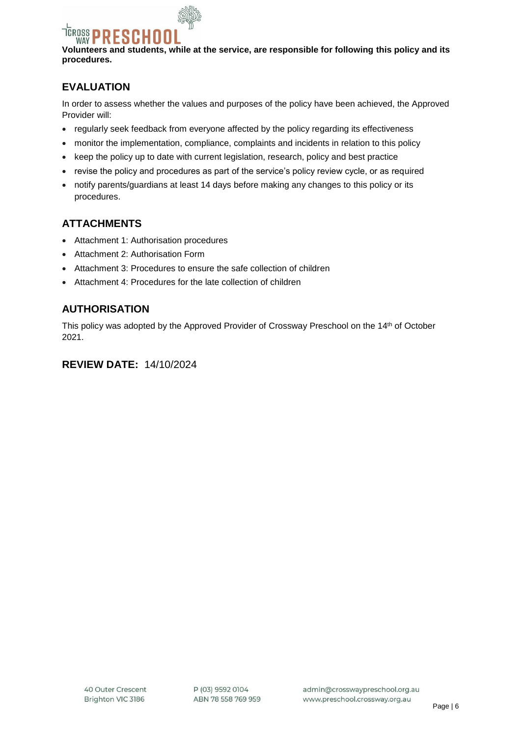**Volunteers and students, while at the service, are responsible for following this policy and its procedures.**

## EVALUATION

In order to assess whether the values and purposes of the policy have been achieved, the Approved Provider will:

- regularly seek feedback from everyone affected by the policy regarding its effectiveness
- monitor the implementation, compliance, complaints and incidents in relation to this policy
- keep the policy up to date with current legislation, research, policy and best practice
- revise the policy and procedures as part of the service's policy review cycle, or as required
- notify parents/guardians at least 14 days before making any changes to this policy or its procedures.

## ATTACHMENTS

- Attachment 1: Authorisation procedures
- Attachment 2: Authorisation Form
- Attachment 3: Procedures to ensure the safe collection of children
- Attachment 4: Procedures for the late collection of children

## AUTHORISATION

This policy was adopted by the Approved Provider of Crossway Preschool on the 14th of October 2021.

## REVIEW DATE: 14/10/2024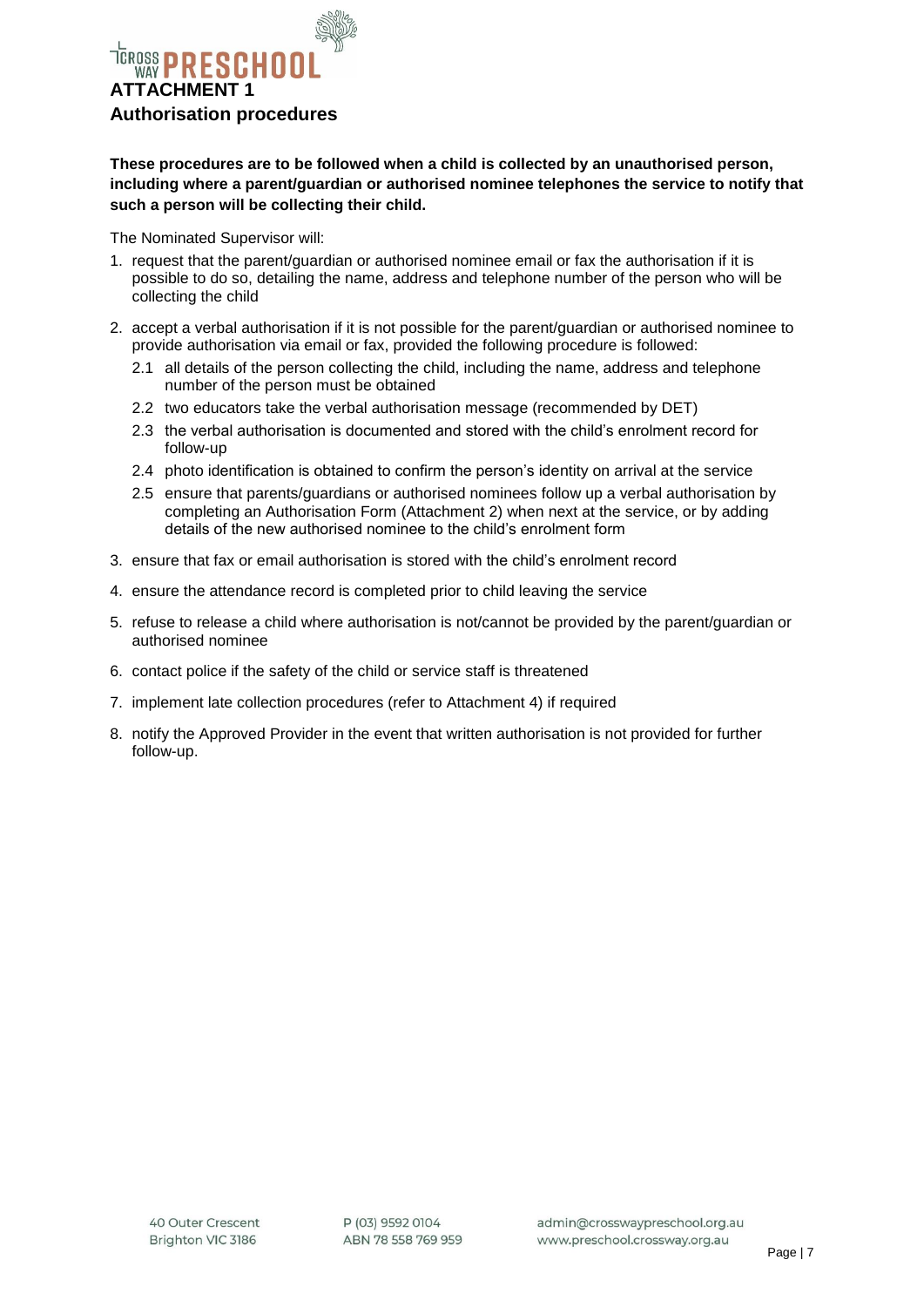## ATTACHMENT 1

## Authorisation procedures

**These procedures are to be followed when a child is collected by an unauthorised person, including where a parent/guardian or authorised nominee telephones the service to notify that such a person will be collecting their child.**

The Nominated Supervisor will:

1. request that the parent/guardian or authorised nominee email or fax the authorisation if it is possible to do so, detailing the name, address and telephone number of the person who will be collecting the child
2. accept a verbal authorisation if it is not possible for the parent/guardian or authorised nominee to provide authorisation via email or fax, provided the following procedure is followed:
   - 2.1 all details of the person collecting the child, including the name, address and telephone number of the person must be obtained
   - 2.2 two educators take the verbal authorisation message (recommended by DET)
   - 2.3 the verbal authorisation is documented and stored with the child's enrolment record for follow-up
   - 2.4 photo identification is obtained to confirm the person's identity on arrival at the service
   - 2.5 ensure that parents/guardians or authorised nominees follow up a verbal authorisation by completing an Authorisation Form (Attachment 2) when next at the service, or by adding details of the new authorised nominee to the child's enrolment form
3. ensure that fax or email authorisation is stored with the child's enrolment record
4. ensure the attendance record is completed prior to child leaving the service
5. refuse to release a child where authorisation is not/cannot be provided by the parent/guardian or authorised nominee
6. contact police if the safety of the child or service staff is threatened
7. implement late collection procedures (refer to Attachment 4) if required
8. notify the Approved Provider in the event that written authorisation is not provided for further follow-up.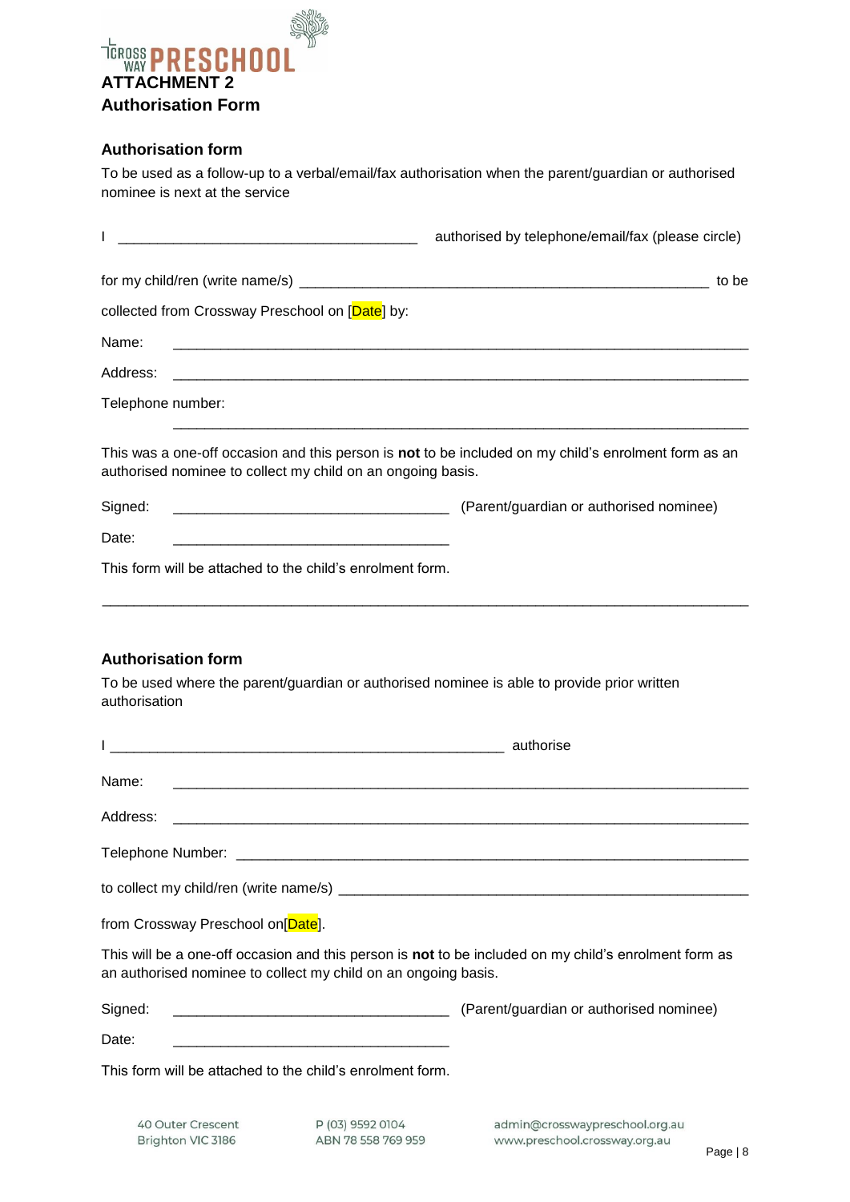# ATTACHMENT 2

# Authorisation Form

## Authorisation form

To be used as a follow-up to a verbal/email/fax authorisation when the parent/guardian or authorised nominee is next at the service

I ______________________________________ authorised by telephone/email/fax (please circle)

for my child/ren (write name/s) ______________________________________________________ to be collected from Crossway Preschool on [Date] by:

Name: ______________________________________________________________________________

Address: ____________________________________________________________________________

Telephone number: ____________________________________________________________________

This was a one-off occasion and this person is **not** to be included on my child's enrolment form as an authorised nominee to collect my child on an ongoing basis.

Signed: ___________________________________ (Parent/guardian or authorised nominee)

Date: ___________________________________

This form will be attached to the child's enrolment form.

---

## Authorisation form

To be used where the parent/guardian or authorised nominee is able to provide prior written authorisation

I _____________________________________________________ authorise

Name: ______________________________________________________________________________

Address: ____________________________________________________________________________

Telephone Number: ____________________________________________________________________

to collect my child/ren (write name/s) ______________________________________________________

from Crossway Preschool on[Date].

This will be a one-off occasion and this person is **not** to be included on my child's enrolment form as an authorised nominee to collect my child on an ongoing basis.

Signed: ___________________________________ (Parent/guardian or authorised nominee)

Date: ___________________________________

This form will be attached to the child's enrolment form.

40 Outer Crescent
Brighton VIC 3186

P (03) 9592 0104
ABN 78 558 769 959

admin@crosswaypreschool.org.au
www.preschool.crossway.org.au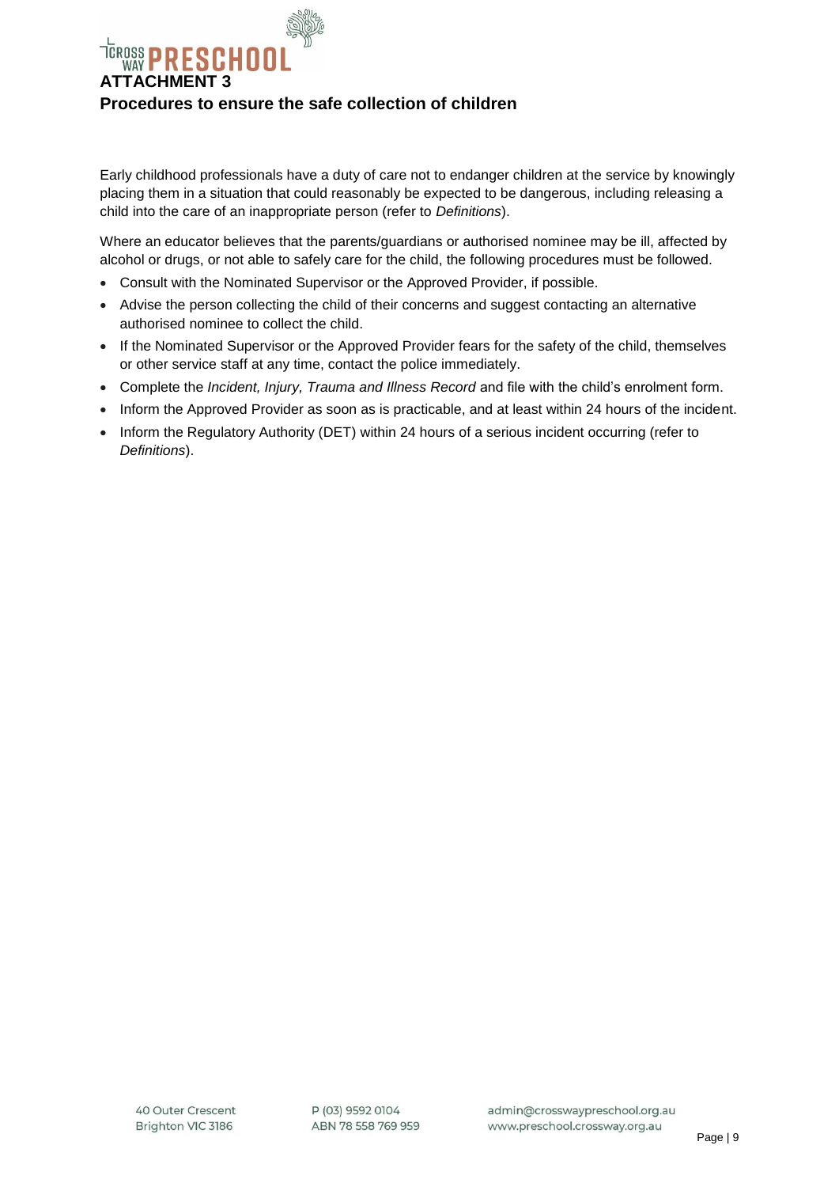## ATTACHMENT 3

### Procedures to ensure the safe collection of children

Early childhood professionals have a duty of care not to endanger children at the service by knowingly placing them in a situation that could reasonably be expected to be dangerous, including releasing a child into the care of an inappropriate person (refer to *Definitions*).

Where an educator believes that the parents/guardians or authorised nominee may be ill, affected by alcohol or drugs, or not able to safely care for the child, the following procedures must be followed.

- Consult with the Nominated Supervisor or the Approved Provider, if possible.
- Advise the person collecting the child of their concerns and suggest contacting an alternative authorised nominee to collect the child.
- If the Nominated Supervisor or the Approved Provider fears for the safety of the child, themselves or other service staff at any time, contact the police immediately.
- Complete the *Incident, Injury, Trauma and Illness Record* and file with the child's enrolment form.
- Inform the Approved Provider as soon as is practicable, and at least within 24 hours of the incident.
- Inform the Regulatory Authority (DET) within 24 hours of a serious incident occurring (refer to *Definitions*).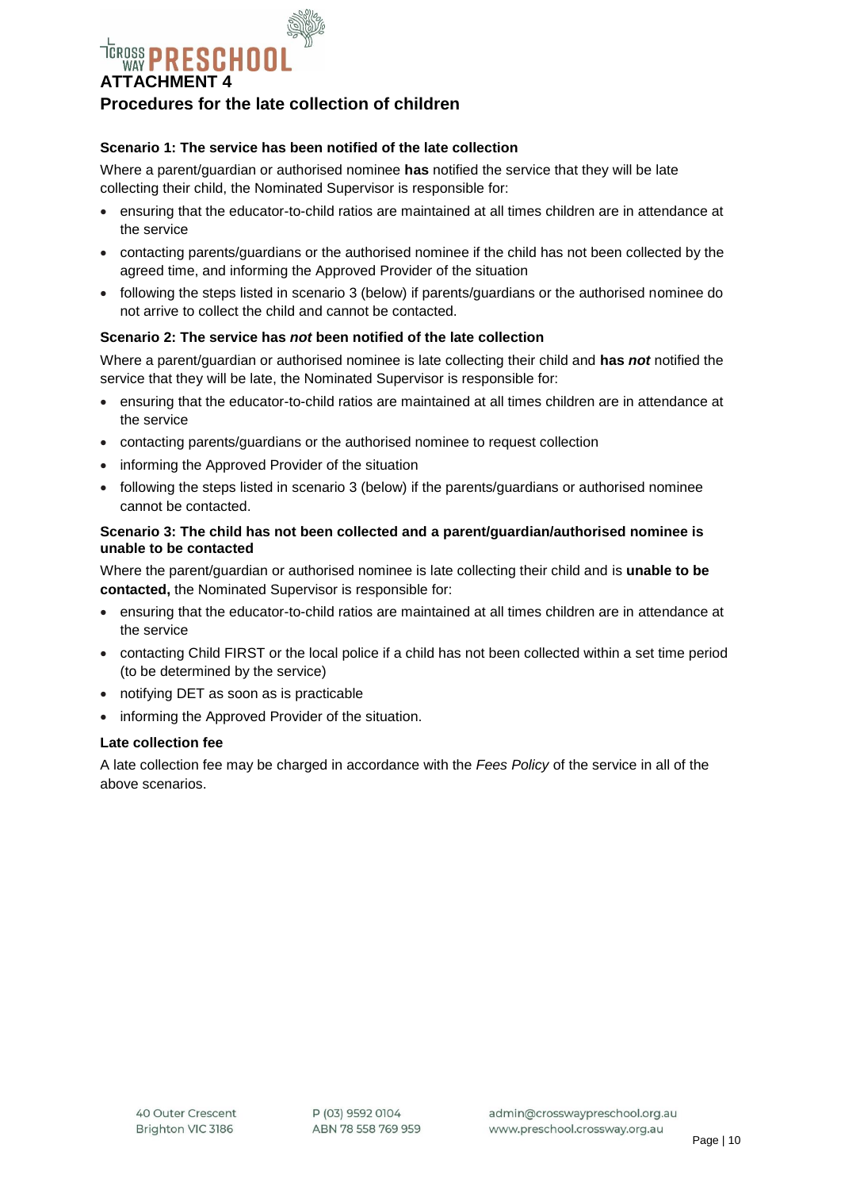# ATTACHMENT 4

## Procedures for the late collection of children

### Scenario 1: The service has been notified of the late collection

Where a parent/guardian or authorised nominee **has** notified the service that they will be late collecting their child, the Nominated Supervisor is responsible for:

- ensuring that the educator-to-child ratios are maintained at all times children are in attendance at the service
- contacting parents/guardians or the authorised nominee if the child has not been collected by the agreed time, and informing the Approved Provider of the situation
- following the steps listed in scenario 3 (below) if parents/guardians or the authorised nominee do not arrive to collect the child and cannot be contacted.

### Scenario 2: The service has *not* been notified of the late collection

Where a parent/guardian or authorised nominee is late collecting their child and **has *not*** notified the service that they will be late, the Nominated Supervisor is responsible for:

- ensuring that the educator-to-child ratios are maintained at all times children are in attendance at the service
- contacting parents/guardians or the authorised nominee to request collection
- informing the Approved Provider of the situation
- following the steps listed in scenario 3 (below) if the parents/guardians or authorised nominee cannot be contacted.

### Scenario 3: The child has not been collected and a parent/guardian/authorised nominee is unable to be contacted

Where the parent/guardian or authorised nominee is late collecting their child and is **unable to be contacted,** the Nominated Supervisor is responsible for:

- ensuring that the educator-to-child ratios are maintained at all times children are in attendance at the service
- contacting Child FIRST or the local police if a child has not been collected within a set time period (to be determined by the service)
- notifying DET as soon as is practicable
- informing the Approved Provider of the situation.

### Late collection fee

A late collection fee may be charged in accordance with the *Fees Policy* of the service in all of the above scenarios.